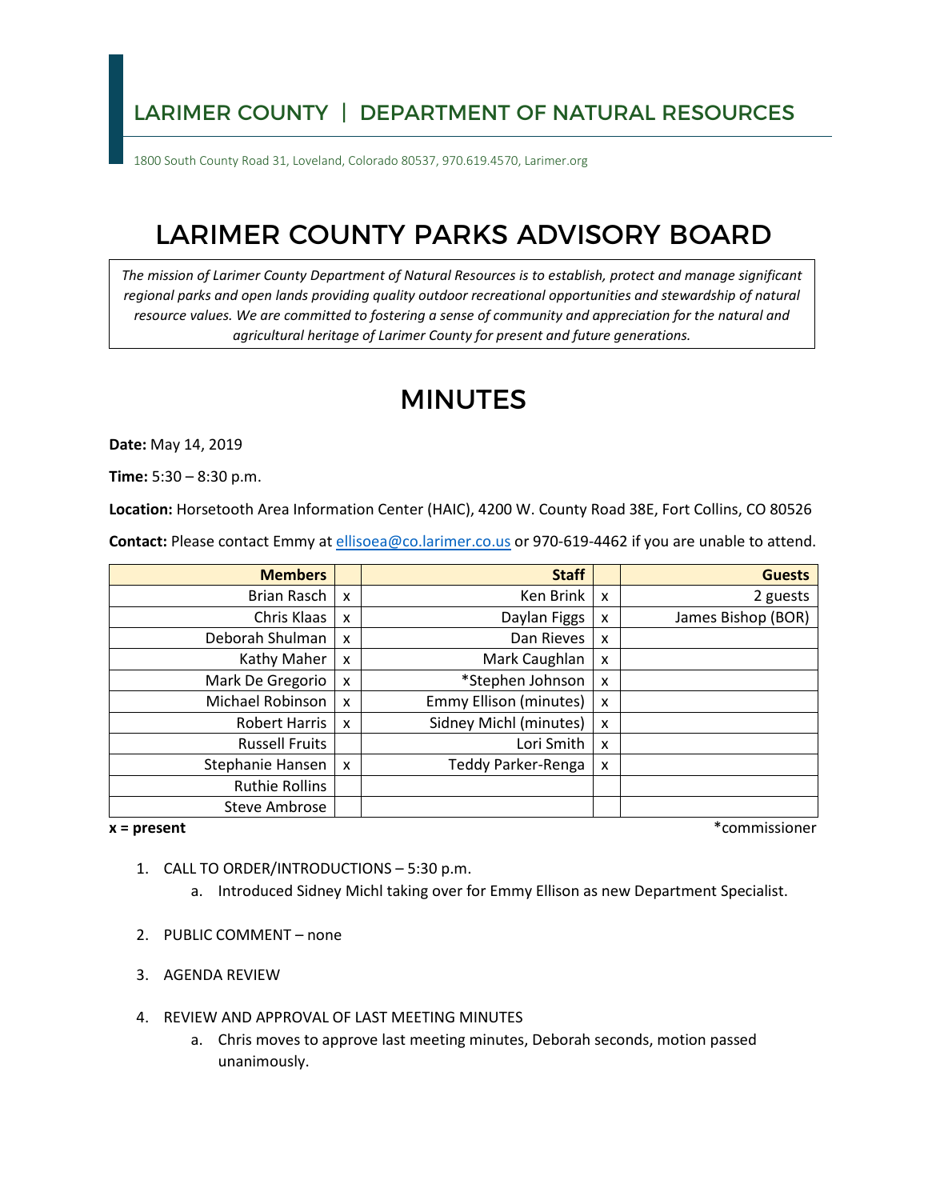## LARIMER COUNTY | DEPARTMENT OF NATURAL RESOURCES

1800 South County Road 31, Loveland, Colorado 80537, 970.619.4570, Larimer.org

# LARIMER COUNTY PARKS ADVISORY BOARD

*The mission of Larimer County Department of Natural Resources is to establish, protect and manage significant regional parks and open lands providing quality outdoor recreational opportunities and stewardship of natural resource values. We are committed to fostering a sense of community and appreciation for the natural and agricultural heritage of Larimer County for present and future generations.*

# MINUTES

**Date:** May 14, 2019

**Time:** 5:30 – 8:30 p.m.

**Location:** Horsetooth Area Information Center (HAIC), 4200 W. County Road 38E, Fort Collins, CO 80526

**Contact:** Please contact Emmy at ellisoea@co.larimer.co.us or 970-619-4462 if you are unable to attend.

| Members | | Staff | | Guests |
|---|---|---|---|---|
| Brian Rasch | x | Ken Brink | x | 2 guests |
| Chris Klaas | x | Daylan Figgs | x | James Bishop (BOR) |
| Deborah Shulman | x | Dan Rieves | x | |
| Kathy Maher | x | Mark Caughlan | x | |
| Mark De Gregorio | x | *Stephen Johnson | x | |
| Michael Robinson | x | Emmy Ellison (minutes) | x | |
| Robert Harris | x | Sidney Michl (minutes) | x | |
| Russell Fruits | | Lori Smith | x | |
| Stephanie Hansen | x | Teddy Parker-Renga | x | |
| Ruthie Rollins | | | | |
| Steve Ambrose | | | | |

**x = present** *commissioner

1. CALL TO ORDER/INTRODUCTIONS – 5:30 p.m.
   a. Introduced Sidney Michl taking over for Emmy Ellison as new Department Specialist.
2. PUBLIC COMMENT – none
3. AGENDA REVIEW
4. REVIEW AND APPROVAL OF LAST MEETING MINUTES
   a. Chris moves to approve last meeting minutes, Deborah seconds, motion passed unanimously.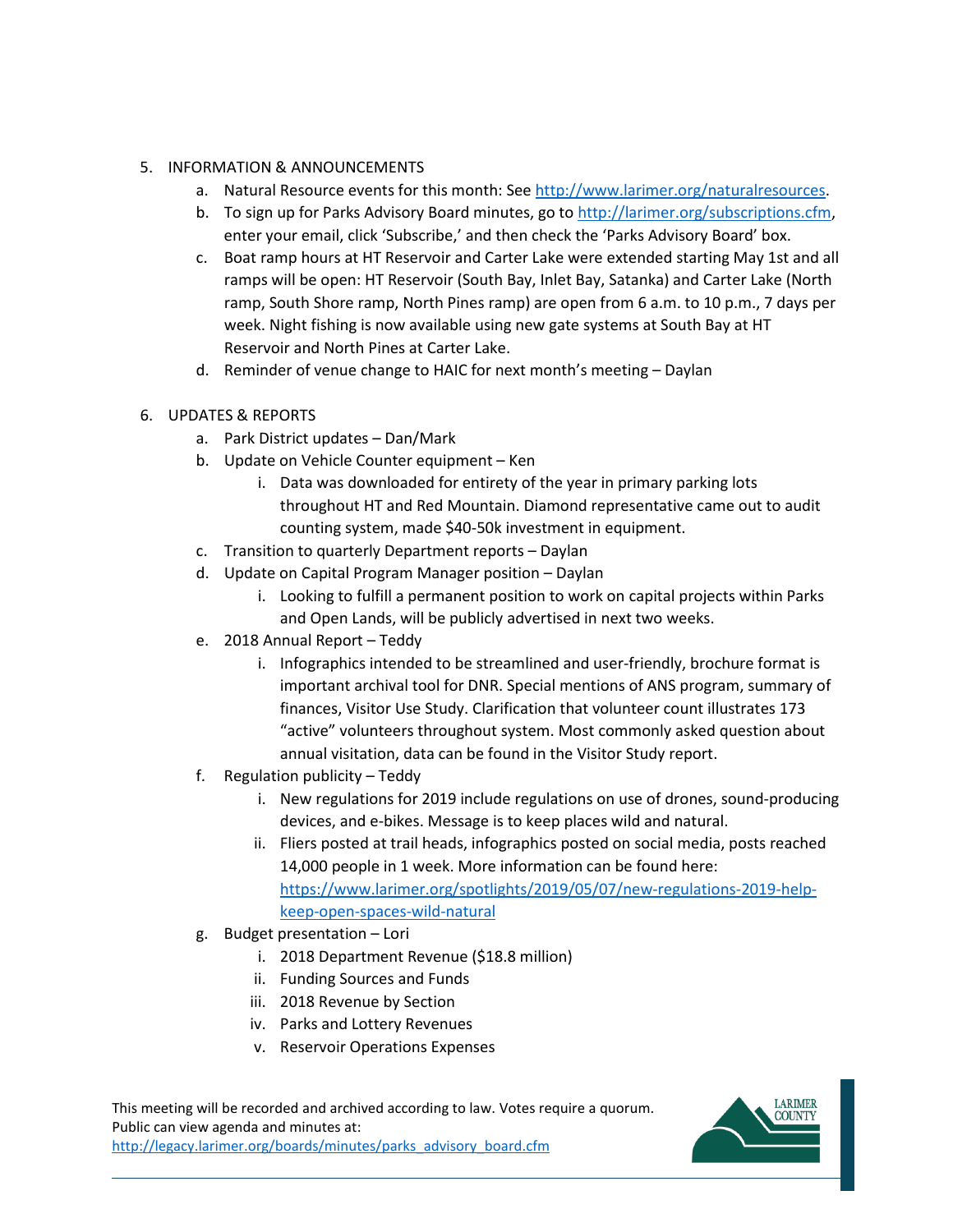5. INFORMATION & ANNOUNCEMENTS
   a. Natural Resource events for this month: See [http://www.larimer.org/naturalresources](http://www.larimer.org/naturalresources).
   b. To sign up for Parks Advisory Board minutes, go to [http://larimer.org/subscriptions.cfm](http://larimer.org/subscriptions.cfm), enter your email, click 'Subscribe,' and then check the 'Parks Advisory Board' box.
   c. Boat ramp hours at HT Reservoir and Carter Lake were extended starting May 1st and all ramps will be open: HT Reservoir (South Bay, Inlet Bay, Satanka) and Carter Lake (North ramp, South Shore ramp, North Pines ramp) are open from 6 a.m. to 10 p.m., 7 days per week. Night fishing is now available using new gate systems at South Bay at HT Reservoir and North Pines at Carter Lake.
   d. Reminder of venue change to HAIC for next month's meeting – Daylan

6. UPDATES & REPORTS
   a. Park District updates – Dan/Mark
   b. Update on Vehicle Counter equipment – Ken
      i. Data was downloaded for entirety of the year in primary parking lots throughout HT and Red Mountain. Diamond representative came out to audit counting system, made $40-50k investment in equipment.
   c. Transition to quarterly Department reports – Daylan
   d. Update on Capital Program Manager position – Daylan
      i. Looking to fulfill a permanent position to work on capital projects within Parks and Open Lands, will be publicly advertised in next two weeks.
   e. 2018 Annual Report – Teddy
      i. Infographics intended to be streamlined and user-friendly, brochure format is important archival tool for DNR. Special mentions of ANS program, summary of finances, Visitor Use Study. Clarification that volunteer count illustrates 173 "active" volunteers throughout system. Most commonly asked question about annual visitation, data can be found in the Visitor Study report.
   f. Regulation publicity – Teddy
      i. New regulations for 2019 include regulations on use of drones, sound-producing devices, and e-bikes. Message is to keep places wild and natural.
      ii. Fliers posted at trail heads, infographics posted on social media, posts reached 14,000 people in 1 week. More information can be found here: [https://www.larimer.org/spotlights/2019/05/07/new-regulations-2019-help-keep-open-spaces-wild-natural](https://www.larimer.org/spotlights/2019/05/07/new-regulations-2019-help-keep-open-spaces-wild-natural)
   g. Budget presentation – Lori
      i. 2018 Department Revenue ($18.8 million)
      ii. Funding Sources and Funds
      iii. 2018 Revenue by Section
      iv. Parks and Lottery Revenues
      v. Reservoir Operations Expenses

This meeting will be recorded and archived according to law. Votes require a quorum. Public can view agenda and minutes at: [http://legacy.larimer.org/boards/minutes/parks_advisory_board.cfm](http://legacy.larimer.org/boards/minutes/parks_advisory_board.cfm)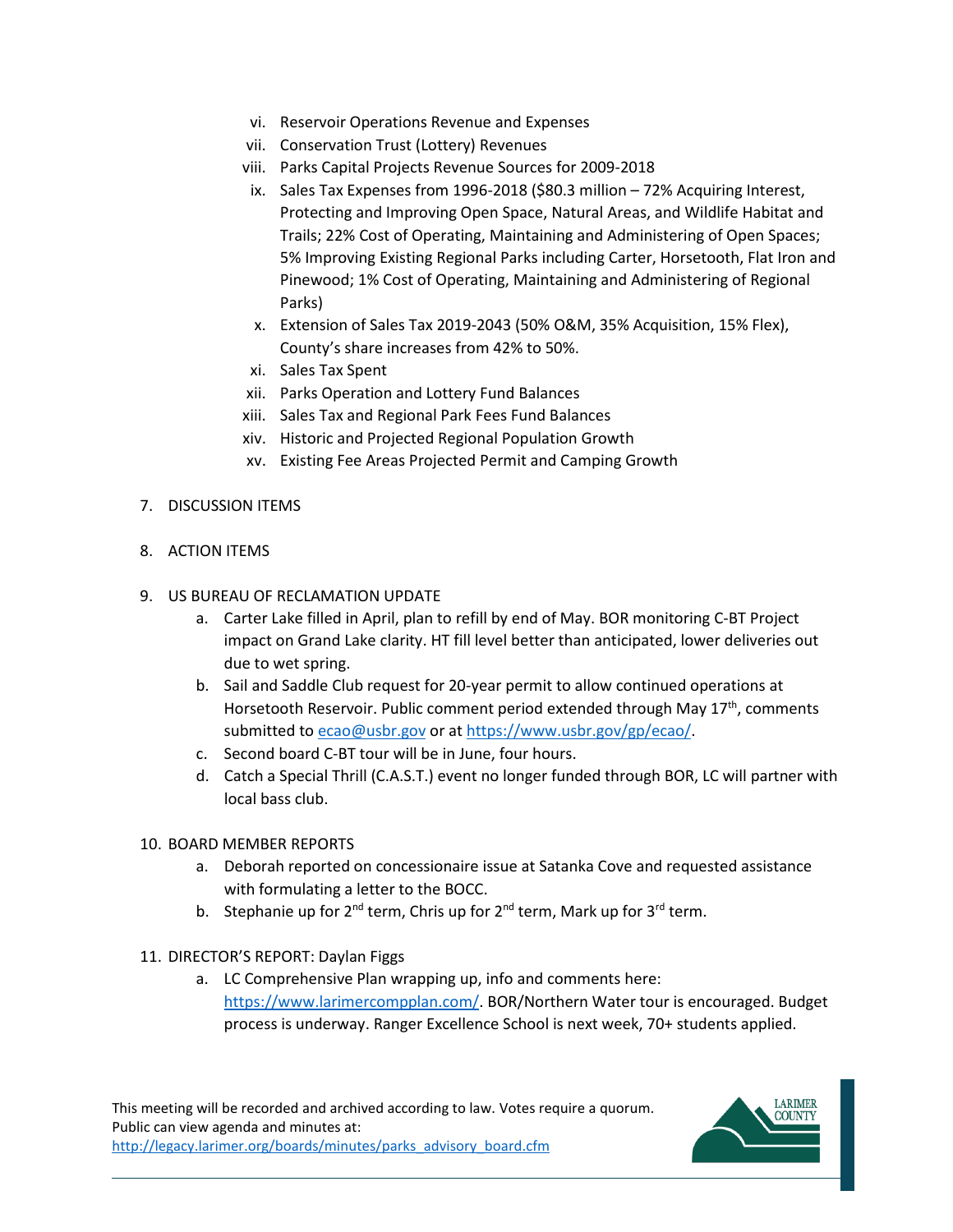vi. Reservoir Operations Revenue and Expenses
vii. Conservation Trust (Lottery) Revenues
viii. Parks Capital Projects Revenue Sources for 2009-2018
ix. Sales Tax Expenses from 1996-2018 ($80.3 million – 72% Acquiring Interest, Protecting and Improving Open Space, Natural Areas, and Wildlife Habitat and Trails; 22% Cost of Operating, Maintaining and Administering of Open Spaces; 5% Improving Existing Regional Parks including Carter, Horsetooth, Flat Iron and Pinewood; 1% Cost of Operating, Maintaining and Administering of Regional Parks)
x. Extension of Sales Tax 2019-2043 (50% O&M, 35% Acquisition, 15% Flex), County's share increases from 42% to 50%.
xi. Sales Tax Spent
xii. Parks Operation and Lottery Fund Balances
xiii. Sales Tax and Regional Park Fees Fund Balances
xiv. Historic and Projected Regional Population Growth
xv. Existing Fee Areas Projected Permit and Camping Growth

7. DISCUSSION ITEMS

8. ACTION ITEMS

9. US BUREAU OF RECLAMATION UPDATE
   a. Carter Lake filled in April, plan to refill by end of May. BOR monitoring C-BT Project impact on Grand Lake clarity. HT fill level better than anticipated, lower deliveries out due to wet spring.
   b. Sail and Saddle Club request for 20-year permit to allow continued operations at Horsetooth Reservoir. Public comment period extended through May 17th, comments submitted to [ecao@usbr.gov](mailto:ecao@usbr.gov) or at [https://www.usbr.gov/gp/ecao/](https://www.usbr.gov/gp/ecao/).
   c. Second board C-BT tour will be in June, four hours.
   d. Catch a Special Thrill (C.A.S.T.) event no longer funded through BOR, LC will partner with local bass club.

10. BOARD MEMBER REPORTS
    a. Deborah reported on concessionaire issue at Satanka Cove and requested assistance with formulating a letter to the BOCC.
    b. Stephanie up for 2nd term, Chris up for 2nd term, Mark up for 3rd term.

11. DIRECTOR'S REPORT: Daylan Figgs
    a. LC Comprehensive Plan wrapping up, info and comments here: [https://www.larimercompplan.com/](https://www.larimercompplan.com/). BOR/Northern Water tour is encouraged. Budget process is underway. Ranger Excellence School is next week, 70+ students applied.

This meeting will be recorded and archived according to law. Votes require a quorum. Public can view agenda and minutes at: [http://legacy.larimer.org/boards/minutes/parks_advisory_board.cfm](http://legacy.larimer.org/boards/minutes/parks_advisory_board.cfm)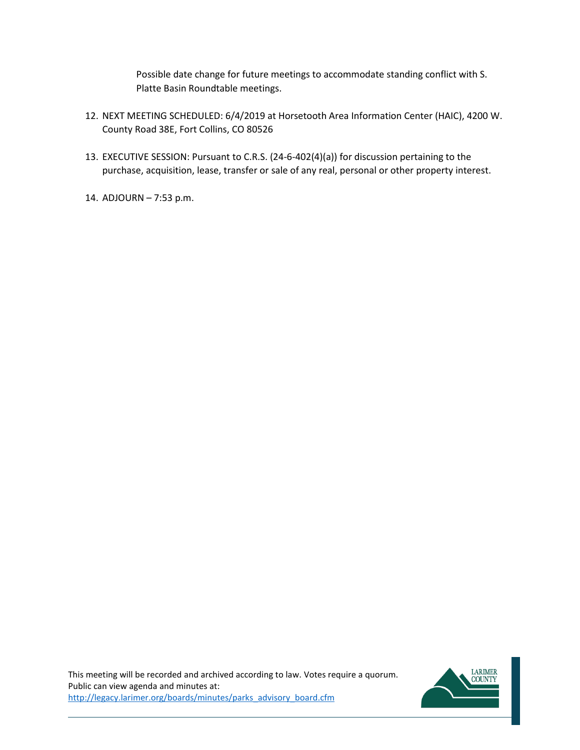Possible date change for future meetings to accommodate standing conflict with S. Platte Basin Roundtable meetings.

12. NEXT MEETING SCHEDULED: 6/4/2019 at Horsetooth Area Information Center (HAIC), 4200 W. County Road 38E, Fort Collins, CO 80526

13. EXECUTIVE SESSION: Pursuant to C.R.S. (24-6-402(4)(a)) for discussion pertaining to the purchase, acquisition, lease, transfer or sale of any real, personal or other property interest.

14. ADJOURN – 7:53 p.m.

This meeting will be recorded and archived according to law. Votes require a quorum. Public can view agenda and minutes at: http://legacy.larimer.org/boards/minutes/parks_advisory_board.cfm